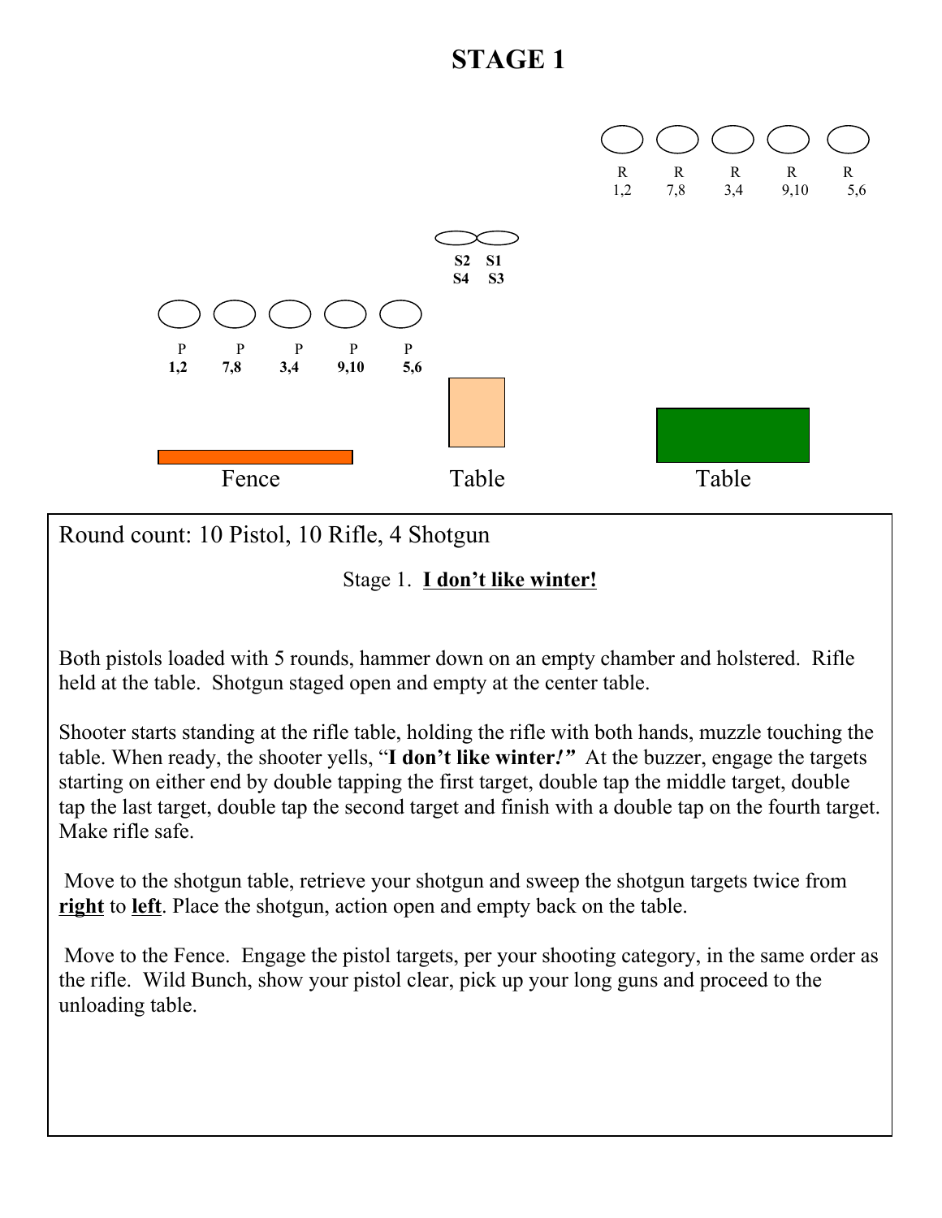# STAGE 1

R 1,2 — R 7,8 — R 3,4 — R 9,10 — R 5,6

S2 S4 — S1 S3

P 1,2 — P 7,8 — P 3,4 — P 9,10 — P 5,6

Fence — Table — Table

Round count: 10 Pistol, 10 Rifle, 4 Shotgun

Stage 1. **I don't like winter!**

Both pistols loaded with 5 rounds, hammer down on an empty chamber and holstered. Rifle held at the table. Shotgun staged open and empty at the center table.

Shooter starts standing at the rifle table, holding the rifle with both hands, muzzle touching the table. When ready, the shooter yells, "**I don't like winter*!*" At the buzzer, engage the targets starting on either end by double tapping the first target, double tap the middle target, double tap the last target, double tap the second target and finish with a double tap on the fourth target. Make rifle safe.

Move to the shotgun table, retrieve your shotgun and sweep the shotgun targets twice from **right** to **left**. Place the shotgun, action open and empty back on the table.

Move to the Fence. Engage the pistol targets, per your shooting category, in the same order as the rifle. Wild Bunch, show your pistol clear, pick up your long guns and proceed to the unloading table.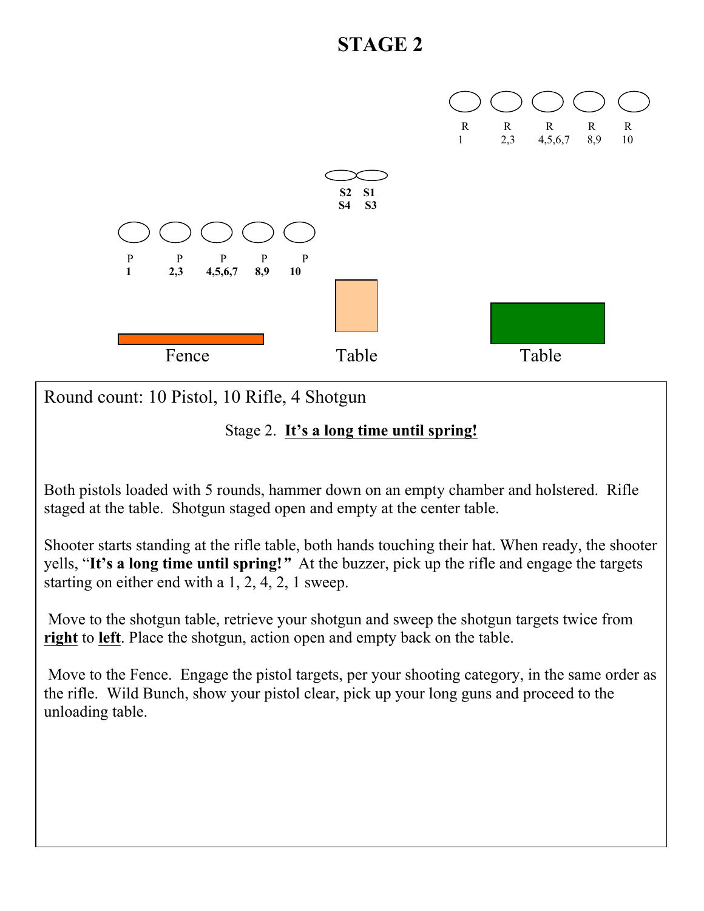# STAGE 2

R 1 — R 2,3 — R 4,5,6,7 — R 8,9 — R 10

S2 S4 — S1 S3

P 1 — P 2,3 — P 4,5,6,7 — P 8,9 — P 10

Fence — Table — Table

Round count: 10 Pistol, 10 Rifle, 4 Shotgun

Stage 2. **It's a long time until spring!**

Both pistols loaded with 5 rounds, hammer down on an empty chamber and holstered. Rifle staged at the table. Shotgun staged open and empty at the center table.

Shooter starts standing at the rifle table, both hands touching their hat. When ready, the shooter yells, "**It's a long time until spring!"** At the buzzer, pick up the rifle and engage the targets starting on either end with a 1, 2, 4, 2, 1 sweep.

Move to the shotgun table, retrieve your shotgun and sweep the shotgun targets twice from **right** to **left**. Place the shotgun, action open and empty back on the table.

Move to the Fence. Engage the pistol targets, per your shooting category, in the same order as the rifle. Wild Bunch, show your pistol clear, pick up your long guns and proceed to the unloading table.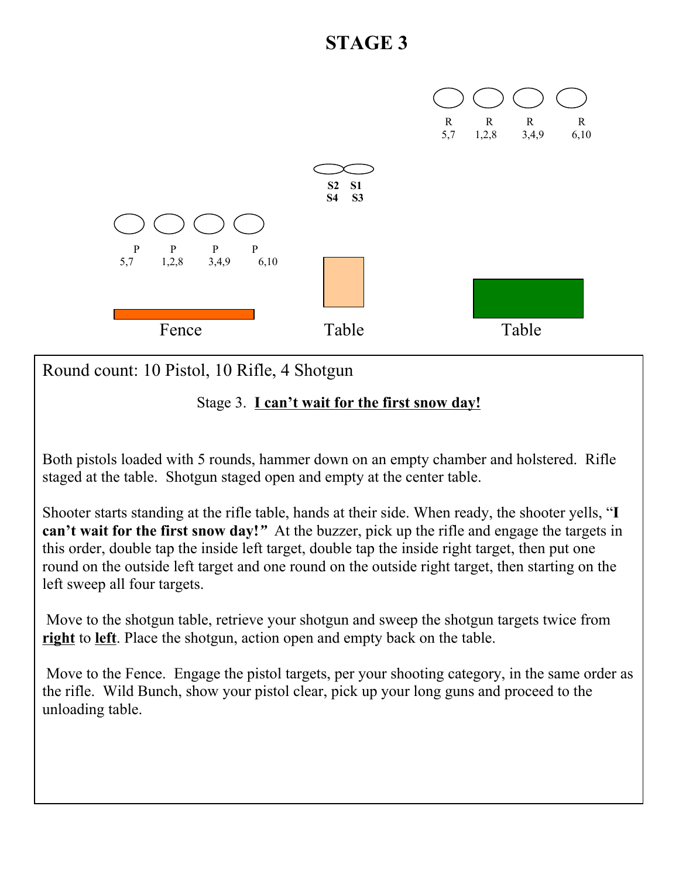# STAGE 3

R 5,7 — R 1,2,8 — R 3,4,9 — R 6,10

S2 S4 — S1 S3

P 5,7 — P 1,2,8 — P 3,4,9 — P 6,10

Fence — Table — Table

Round count: 10 Pistol, 10 Rifle, 4 Shotgun

Stage 3. **<u>I can't wait for the first snow day!</u>**

Both pistols loaded with 5 rounds, hammer down on an empty chamber and holstered. Rifle staged at the table. Shotgun staged open and empty at the center table.

Shooter starts standing at the rifle table, hands at their side. When ready, the shooter yells, "**I can't wait for the first snow day!***"* At the buzzer, pick up the rifle and engage the targets in this order, double tap the inside left target, double tap the inside right target, then put one round on the outside left target and one round on the outside right target, then starting on the left sweep all four targets.

Move to the shotgun table, retrieve your shotgun and sweep the shotgun targets twice from **<u>right</u>** to **<u>left</u>**. Place the shotgun, action open and empty back on the table.

Move to the Fence. Engage the pistol targets, per your shooting category, in the same order as the rifle. Wild Bunch, show your pistol clear, pick up your long guns and proceed to the unloading table.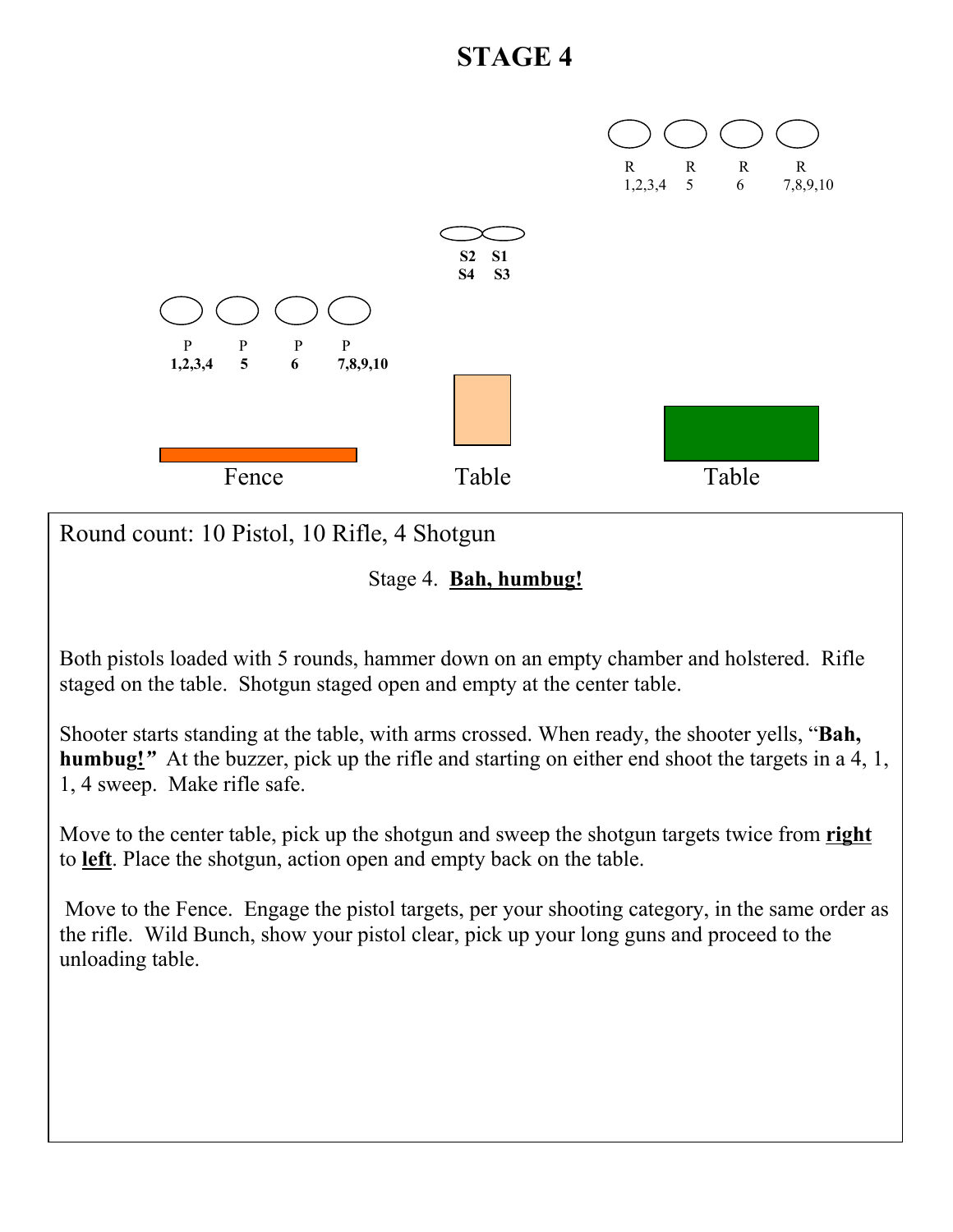# STAGE 4

R R R R
1,2,3,4 5 6 7,8,9,10

S2 S1
S4 S3

P P P P
1,2,3,4 5 6 7,8,9,10

Fence Table Table

Round count: 10 Pistol, 10 Rifle, 4 Shotgun

Stage 4. **Bah, humbug!**

Both pistols loaded with 5 rounds, hammer down on an empty chamber and holstered. Rifle staged on the table. Shotgun staged open and empty at the center table.

Shooter starts standing at the table, with arms crossed. When ready, the shooter yells, "**Bah, humbug!"** At the buzzer, pick up the rifle and starting on either end shoot the targets in a 4, 1, 1, 4 sweep. Make rifle safe.

Move to the center table, pick up the shotgun and sweep the shotgun targets twice from **right** to **left**. Place the shotgun, action open and empty back on the table.

Move to the Fence. Engage the pistol targets, per your shooting category, in the same order as the rifle. Wild Bunch, show your pistol clear, pick up your long guns and proceed to the unloading table.